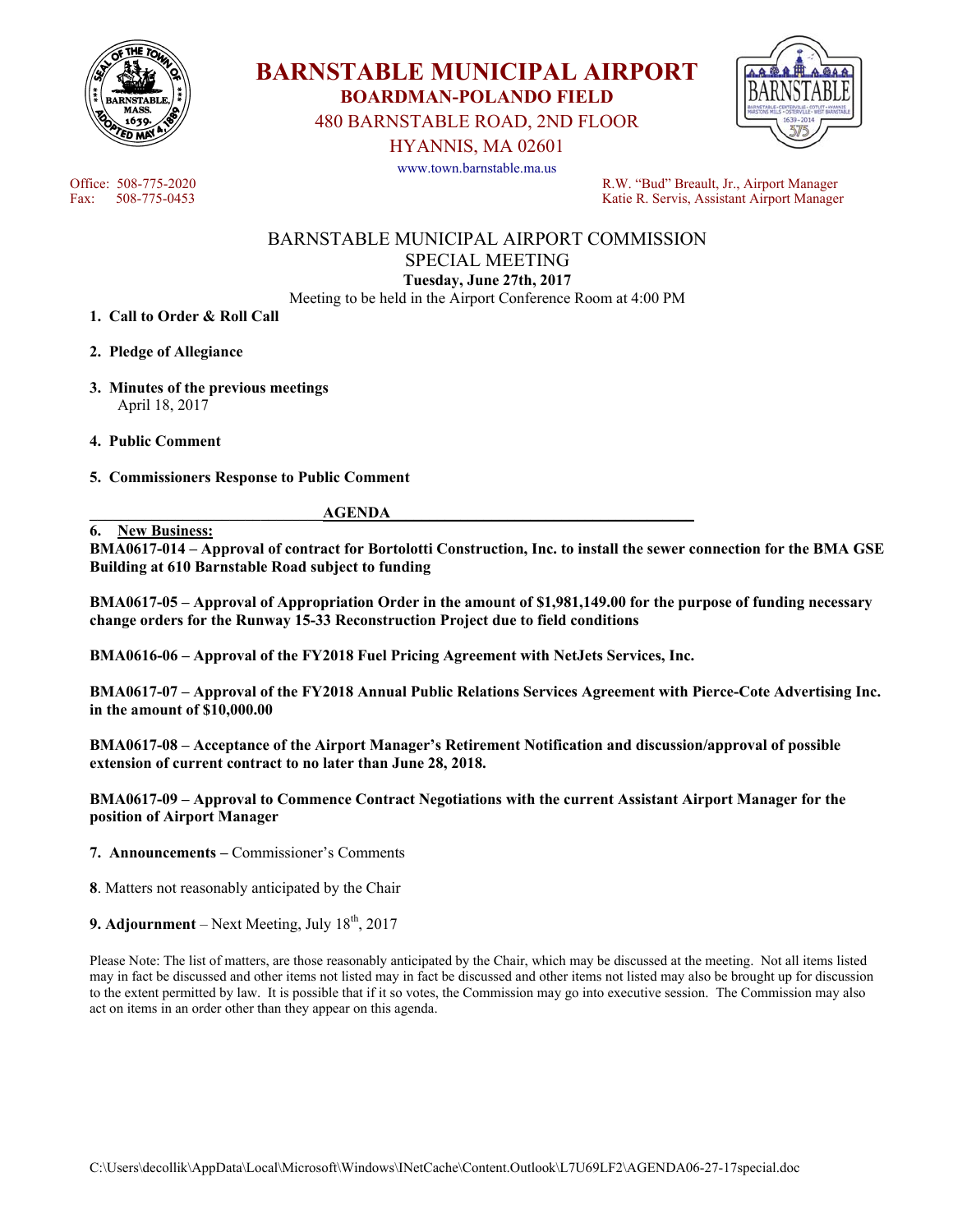# BARNSTABLE MUNICIPAL AIRPORT

## BOARDMAN-POLANDO FIELD

480 BARNSTABLE ROAD, 2ND FLOOR

HYANNIS, MA 02601

www.town.barnstable.ma.us

Office: 508-775-2020
Fax: 508-775-0453

R.W. "Bud" Breault, Jr., Airport Manager
Katie R. Servis, Assistant Airport Manager

BARNSTABLE MUNICIPAL AIRPORT COMMISSION
SPECIAL MEETING
**Tuesday, June 27th, 2017**
Meeting to be held in the Airport Conference Room at 4:00 PM

1. **Call to Order & Roll Call**

2. **Pledge of Allegiance**

3. **Minutes of the previous meetings**
   April 18, 2017

4. **Public Comment**

5. **Commissioners Response to Public Comment**

**AGENDA**

6. **New Business:**

**BMA0617-014 – Approval of contract for Bortolotti Construction, Inc. to install the sewer connection for the BMA GSE Building at 610 Barnstable Road subject to funding**

**BMA0617-05 – Approval of Appropriation Order in the amount of $1,981,149.00 for the purpose of funding necessary change orders for the Runway 15-33 Reconstruction Project due to field conditions**

**BMA0616-06 – Approval of the FY2018 Fuel Pricing Agreement with NetJets Services, Inc.**

**BMA0617-07 – Approval of the FY2018 Annual Public Relations Services Agreement with Pierce-Cote Advertising Inc. in the amount of $10,000.00**

**BMA0617-08 – Acceptance of the Airport Manager's Retirement Notification and discussion/approval of possible extension of current contract to no later than June 28, 2018.**

**BMA0617-09 – Approval to Commence Contract Negotiations with the current Assistant Airport Manager for the position of Airport Manager**

7. **Announcements –** Commissioner's Comments

8. Matters not reasonably anticipated by the Chair

9. **Adjournment** – Next Meeting, July 18th, 2017

Please Note: The list of matters, are those reasonably anticipated by the Chair, which may be discussed at the meeting. Not all items listed may in fact be discussed and other items not listed may in fact be discussed and other items not listed may also be brought up for discussion to the extent permitted by law. It is possible that if it so votes, the Commission may go into executive session. The Commission may also act on items in an order other than they appear on this agenda.

C:\Users\decollik\AppData\Local\Microsoft\Windows\INetCache\Content.Outlook\L7U69LF2\AGENDA06-27-17special.doc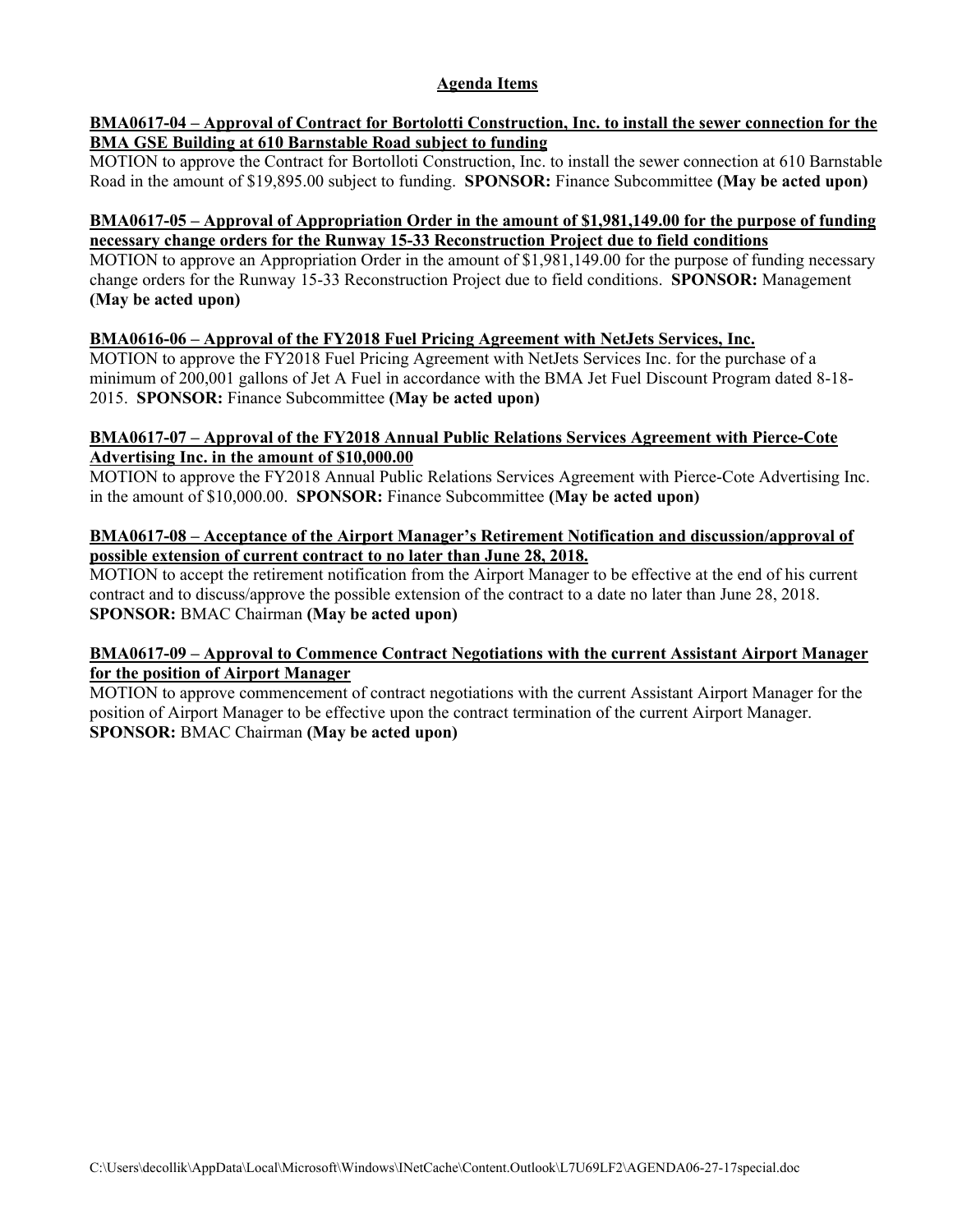## Agenda Items

**BMA0617-04 – Approval of Contract for Bortolotti Construction, Inc. to install the sewer connection for the BMA GSE Building at 610 Barnstable Road subject to funding**

MOTION to approve the Contract for Bortolloti Construction, Inc. to install the sewer connection at 610 Barnstable Road in the amount of $19,895.00 subject to funding. **SPONSOR:** Finance Subcommittee **(May be acted upon)**

**BMA0617-05 – Approval of Appropriation Order in the amount of $1,981,149.00 for the purpose of funding necessary change orders for the Runway 15-33 Reconstruction Project due to field conditions**

MOTION to approve an Appropriation Order in the amount of $1,981,149.00 for the purpose of funding necessary change orders for the Runway 15-33 Reconstruction Project due to field conditions. **SPONSOR:** Management **(May be acted upon)**

**BMA0616-06 – Approval of the FY2018 Fuel Pricing Agreement with NetJets Services, Inc.**

MOTION to approve the FY2018 Fuel Pricing Agreement with NetJets Services Inc. for the purchase of a minimum of 200,001 gallons of Jet A Fuel in accordance with the BMA Jet Fuel Discount Program dated 8-18-2015. **SPONSOR:** Finance Subcommittee **(May be acted upon)**

**BMA0617-07 – Approval of the FY2018 Annual Public Relations Services Agreement with Pierce-Cote Advertising Inc. in the amount of $10,000.00**

MOTION to approve the FY2018 Annual Public Relations Services Agreement with Pierce-Cote Advertising Inc. in the amount of $10,000.00. **SPONSOR:** Finance Subcommittee **(May be acted upon)**

**BMA0617-08 – Acceptance of the Airport Manager's Retirement Notification and discussion/approval of possible extension of current contract to no later than June 28, 2018.**

MOTION to accept the retirement notification from the Airport Manager to be effective at the end of his current contract and to discuss/approve the possible extension of the contract to a date no later than June 28, 2018. **SPONSOR:** BMAC Chairman **(May be acted upon)**

**BMA0617-09 – Approval to Commence Contract Negotiations with the current Assistant Airport Manager for the position of Airport Manager**

MOTION to approve commencement of contract negotiations with the current Assistant Airport Manager for the position of Airport Manager to be effective upon the contract termination of the current Airport Manager. **SPONSOR:** BMAC Chairman **(May be acted upon)**